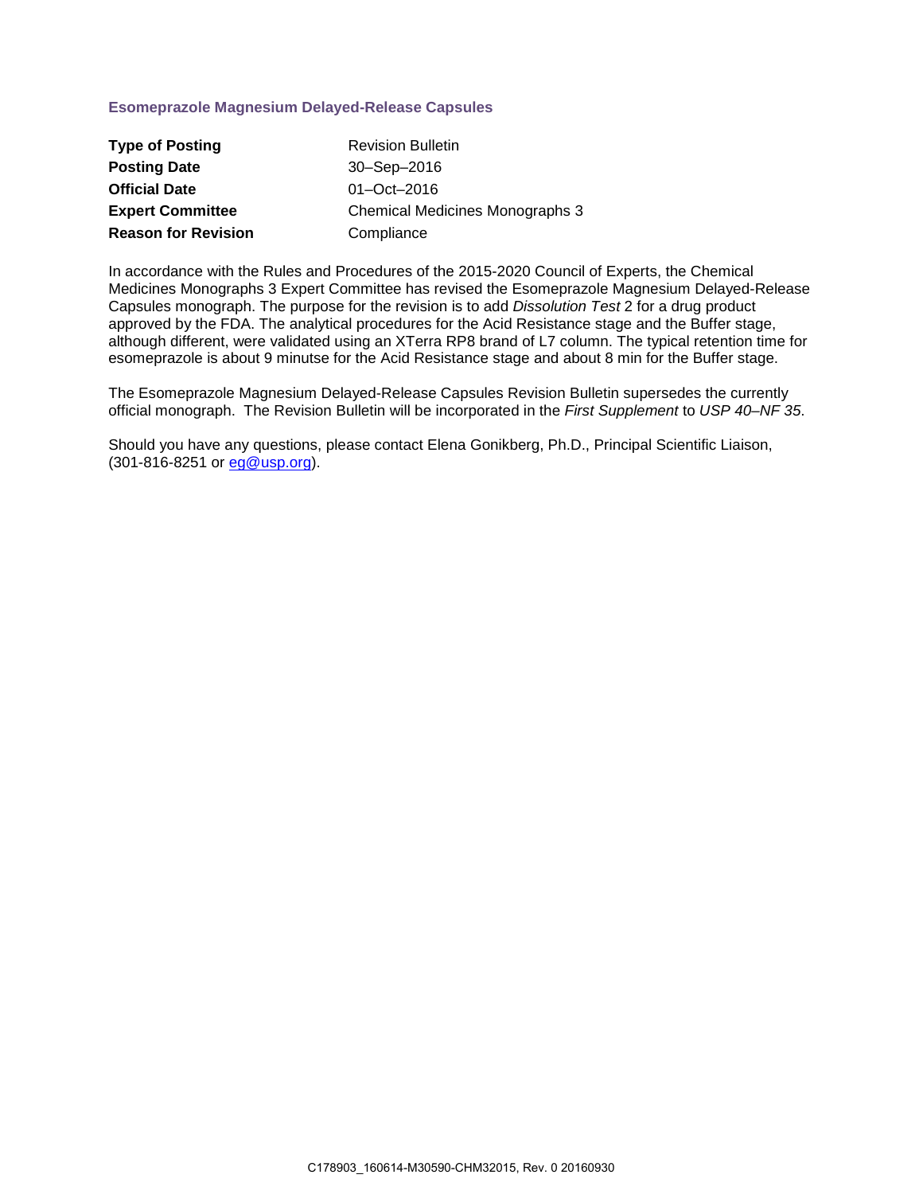## Esomeprazole Magnesium Delayed-Release Capsules

| | |
|---|---|
| **Type of Posting** | Revision Bulletin |
| **Posting Date** | 30–Sep–2016 |
| **Official Date** | 01–Oct–2016 |
| **Expert Committee** | Chemical Medicines Monographs 3 |
| **Reason for Revision** | Compliance |

In accordance with the Rules and Procedures of the 2015-2020 Council of Experts, the Chemical Medicines Monographs 3 Expert Committee has revised the Esomeprazole Magnesium Delayed-Release Capsules monograph. The purpose for the revision is to add *Dissolution Test* 2 for a drug product approved by the FDA. The analytical procedures for the Acid Resistance stage and the Buffer stage, although different, were validated using an XTerra RP8 brand of L7 column. The typical retention time for esomeprazole is about 9 minutse for the Acid Resistance stage and about 8 min for the Buffer stage.

The Esomeprazole Magnesium Delayed-Release Capsules Revision Bulletin supersedes the currently official monograph. The Revision Bulletin will be incorporated in the *First Supplement* to *USP 40–NF 35*.

Should you have any questions, please contact Elena Gonikberg, Ph.D., Principal Scientific Liaison, (301-816-8251 or eg@usp.org).

C178903_160614-M30590-CHM32015, Rev. 0 20160930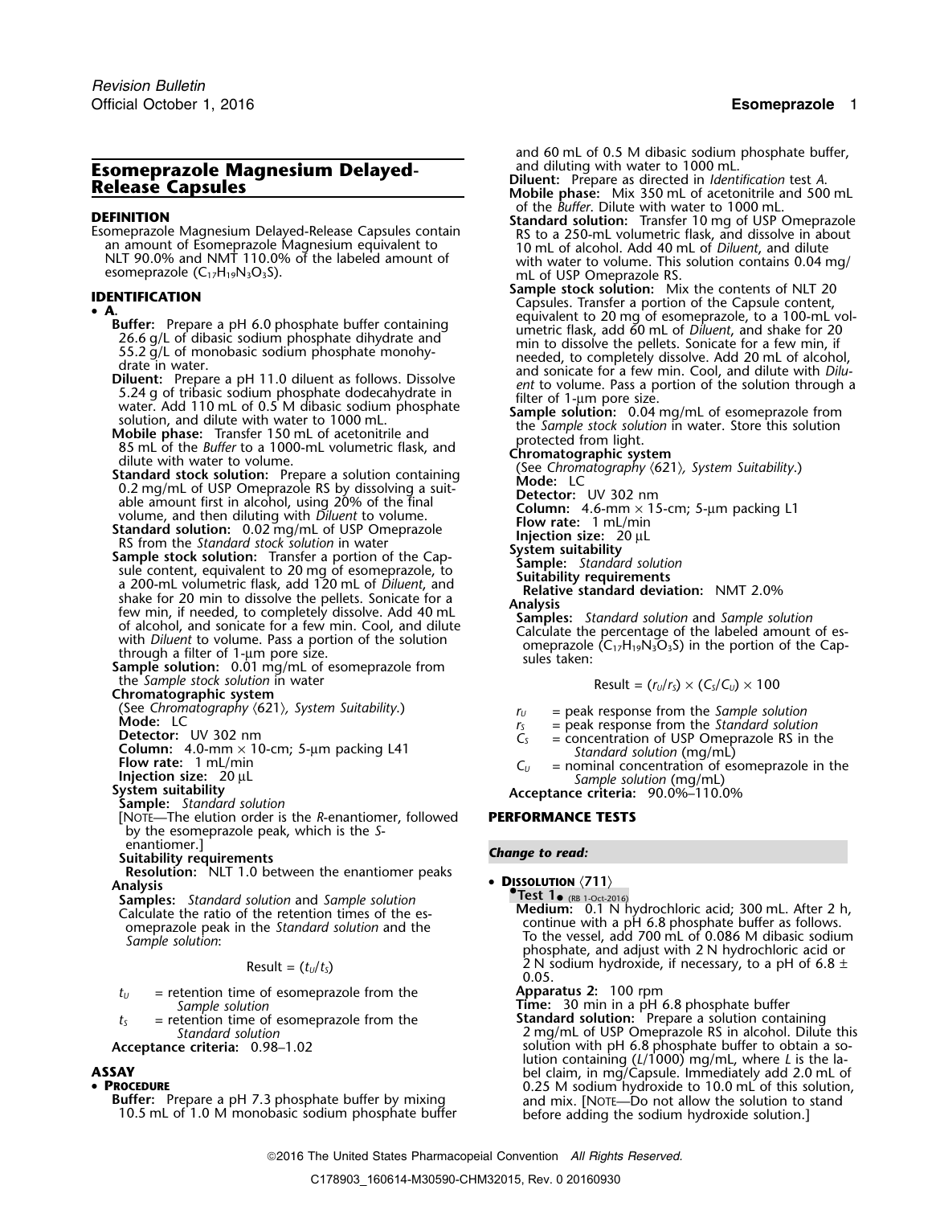# Esomeprazole Magnesium Delayed-Release Capsules

## DEFINITION

Esomeprazole Magnesium Delayed-Release Capsules contain an amount of Esomeprazole Magnesium equivalent to NLT 90.0% and NMT 110.0% of the labeled amount of esomeprazole ($C_{17}H_{19}N_3O_3S$).

## IDENTIFICATION

• **A.**

**Buffer:** Prepare a pH 6.0 phosphate buffer containing 26.6 g/L of dibasic sodium phosphate dihydrate and 55.2 g/L of monobasic sodium phosphate monohydrate in water.

**Diluent:** Prepare a pH 11.0 diluent as follows. Dissolve 5.24 g of tribasic sodium phosphate dodecahydrate in water. Add 110 mL of 0.5 M dibasic sodium phosphate solution, and dilute with water to 1000 mL.

**Mobile phase:** Transfer 150 mL of acetonitrile and 85 mL of the *Buffer* to a 1000-mL volumetric flask, and dilute with water to volume.

**Standard stock solution:** Prepare a solution containing 0.2 mg/mL of USP Omeprazole RS by dissolving a suitable amount first in alcohol, using 20% of the final volume, and then diluting with *Diluent* to volume.

**Standard solution:** 0.02 mg/mL of USP Omeprazole RS from the *Standard stock solution* in water

**Sample stock solution:** Transfer a portion of the Capsule content, equivalent to 20 mg of esomeprazole, to a 200-mL volumetric flask, add 120 mL of *Diluent*, and shake for 20 min to dissolve the pellets. Sonicate for a few min, if needed, to completely dissolve. Add 40 mL of alcohol, and sonicate for a few min. Cool, and dilute with *Diluent* to volume. Pass a portion of the solution through a filter of 1-µm pore size.

**Sample solution:** 0.01 mg/mL of esomeprazole from the *Sample stock solution* in water

**Chromatographic system**

(See *Chromatography* ⟨621⟩, *System Suitability*.)

**Mode:** LC

**Detector:** UV 302 nm

**Column:** 4.0-mm × 10-cm; 5-µm packing L41

**Flow rate:** 1 mL/min

**Injection size:** 20 µL

**System suitability**

**Sample:** *Standard solution*

[NOTE—The elution order is the *R*-enantiomer, followed by the esomeprazole peak, which is the *S*-enantiomer.]

**Suitability requirements**

**Resolution:** NLT 1.0 between the enantiomer peaks

**Analysis**

**Samples:** *Standard solution* and *Sample solution*

Calculate the ratio of the retention times of the esomeprazole peak in the *Standard solution* and the *Sample solution*:

$$\text{Result} = (t_U/t_S)$$

$t_U$ = retention time of esomeprazole from the *Sample solution*

$t_S$ = retention time of esomeprazole from the *Standard solution*

**Acceptance criteria:** 0.98–1.02

## ASSAY

• **PROCEDURE**

**Buffer:** Prepare a pH 7.3 phosphate buffer by mixing 10.5 mL of 1.0 M monobasic sodium phosphate buffer and 60 mL of 0.5 M dibasic sodium phosphate buffer, and diluting with water to 1000 mL.

**Diluent:** Prepare as directed in *Identification* test *A*.

**Mobile phase:** Mix 350 mL of acetonitrile and 500 mL of the *Buffer*. Dilute with water to 1000 mL.

**Standard solution:** Transfer 10 mg of USP Omeprazole RS to a 250-mL volumetric flask, and dissolve in about 10 mL of alcohol. Add 40 mL of *Diluent*, and dilute with water to volume. This solution contains 0.04 mg/mL of USP Omeprazole RS.

**Sample stock solution:** Mix the contents of NLT 20 Capsules. Transfer a portion of the Capsule content, equivalent to 20 mg of esomeprazole, to a 100-mL volumetric flask, add 60 mL of *Diluent*, and shake for 20 min to dissolve the pellets. Sonicate for a few min, if needed, to completely dissolve. Add 20 mL of alcohol, and sonicate for a few min. Cool, and dilute with *Diluent* to volume. Pass a portion of the solution through a filter of 1-µm pore size.

**Sample solution:** 0.04 mg/mL of esomeprazole from the *Sample stock solution* in water. Store this solution protected from light.

**Chromatographic system**

(See *Chromatography* ⟨621⟩, *System Suitability*.)

**Mode:** LC

**Detector:** UV 302 nm

**Column:** 4.6-mm × 15-cm; 5-µm packing L1

**Flow rate:** 1 mL/min

**Injection size:** 20 µL

**System suitability**

**Sample:** *Standard solution*

**Suitability requirements**

**Relative standard deviation:** NMT 2.0%

**Analysis**

**Samples:** *Standard solution* and *Sample solution*

Calculate the percentage of the labeled amount of esomeprazole ($C_{17}H_{19}N_3O_3S$) in the portion of the Capsules taken:

$$\text{Result} = (r_U/r_S) \times (C_S/C_U) \times 100$$

$r_U$ = peak response from the *Sample solution*

$r_S$ = peak response from the *Standard solution*

$C_S$ = concentration of USP Omeprazole RS in the *Standard solution* (mg/mL)

$C_U$ = nominal concentration of esomeprazole in the *Sample solution* (mg/mL)

**Acceptance criteria:** 90.0%–110.0%

## PERFORMANCE TESTS

*Change to read:*

• **DISSOLUTION** ⟨711⟩

**Test 1** (RB 1-Oct-2016)

**Medium:** 0.1 N hydrochloric acid; 300 mL. After 2 h, continue with a pH 6.8 phosphate buffer as follows. To the vessel, add 700 mL of 0.086 M dibasic sodium phosphate, and adjust with 2 N hydrochloric acid or 2 N sodium hydroxide, if necessary, to a pH of 6.8 ± 0.05.

**Apparatus 2:** 100 rpm

**Time:** 30 min in a pH 6.8 phosphate buffer

**Standard solution:** Prepare a solution containing 2 mg/mL of USP Omeprazole RS in alcohol. Dilute this solution with pH 6.8 phosphate buffer to obtain a solution containing ($L$/1000) mg/mL, where $L$ is the label claim, in mg/Capsule. Immediately add 2.0 mL of 0.25 M sodium hydroxide to 10.0 mL of this solution, and mix. [NOTE—Do not allow the solution to stand before adding the sodium hydroxide solution.]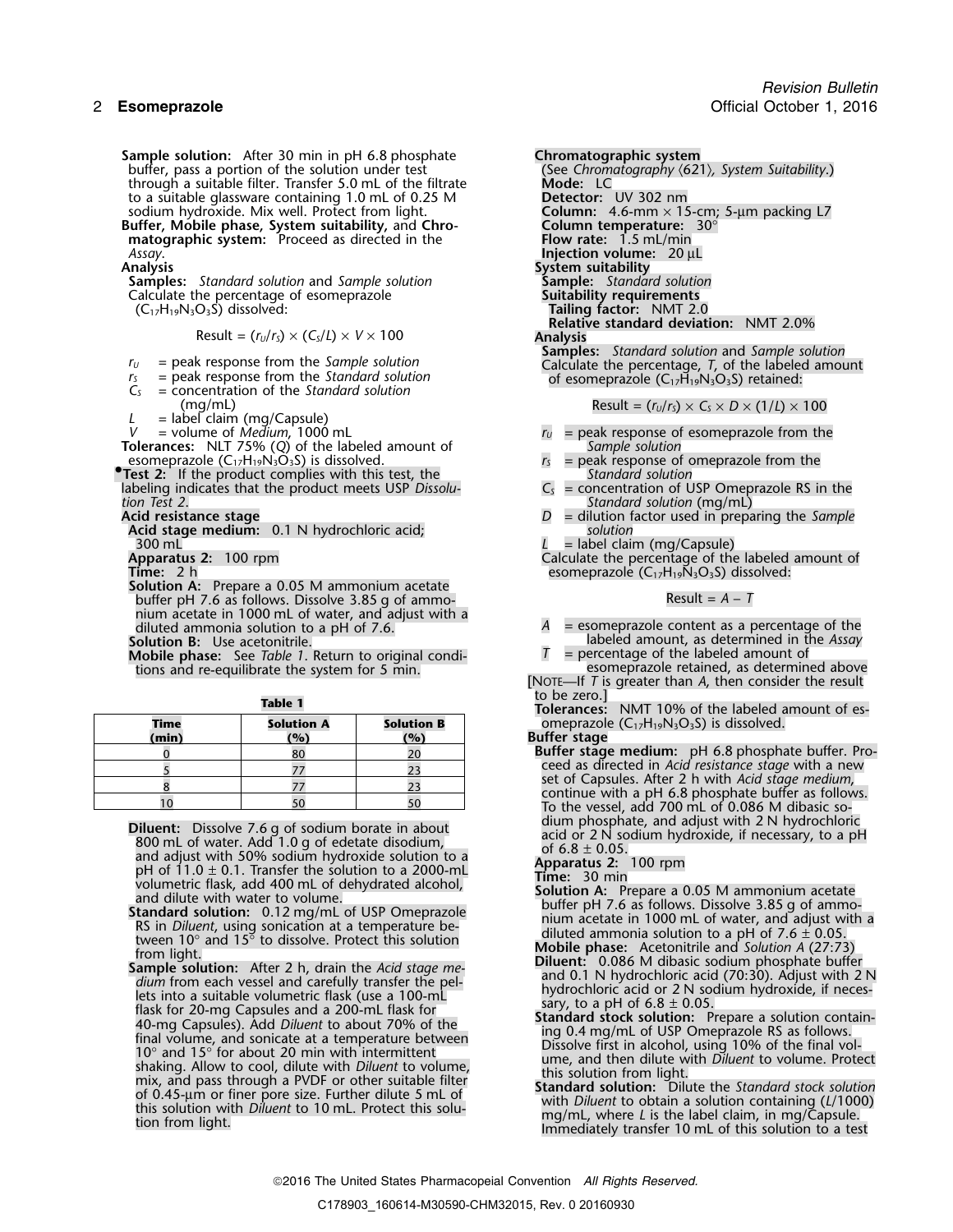**Sample solution:** After 30 min in pH 6.8 phosphate buffer, pass a portion of the solution under test through a suitable filter. Transfer 5.0 mL of the filtrate to a suitable glassware containing 1.0 mL of 0.25 M sodium hydroxide. Mix well. Protect from light.

**Buffer, Mobile phase, System suitability,** and **Chromatographic system:** Proceed as directed in the *Assay*.

**Analysis**

**Samples:** *Standard solution* and *Sample solution*

Calculate the percentage of esomeprazole ($C_{17}H_{19}N_3O_3S$) dissolved:

$$\text{Result} = (r_U/r_S) \times (C_S/L) \times V \times 100$$

$r_U$ = peak response from the *Sample solution*

$r_S$ = peak response from the *Standard solution*

$C_S$ = concentration of the *Standard solution* (mg/mL)

$L$ = label claim (mg/Capsule)

$V$ = volume of *Medium*, 1000 mL

**Tolerances:** NLT 75% (*Q*) of the labeled amount of esomeprazole ($C_{17}H_{19}N_3O_3S$) is dissolved.

•**Test 2:** If the product complies with this test, the labeling indicates that the product meets USP *Dissolution Test 2*.

**Acid resistance stage**

**Acid stage medium:** 0.1 N hydrochloric acid; 300 mL

**Apparatus 2:** 100 rpm

**Time:** 2 h

**Solution A:** Prepare a 0.05 M ammonium acetate buffer pH 7.6 as follows. Dissolve 3.85 g of ammonium acetate in 1000 mL of water, and adjust with a diluted ammonia solution to a pH of 7.6.

**Solution B:** Use acetonitrile.

**Mobile phase:** See *Table 1*. Return to original conditions and re-equilibrate the system for 5 min.

**Table 1**

| Time (min) | Solution A (%) | Solution B (%) |
|---|---|---|
| 0 | 80 | 20 |
| 5 | 77 | 23 |
| 8 | 77 | 23 |
| 10 | 50 | 50 |

**Diluent:** Dissolve 7.6 g of sodium borate in about 800 mL of water. Add 1.0 g of edetate disodium, and adjust with 50% sodium hydroxide solution to a pH of 11.0 ± 0.1. Transfer the solution to a 2000-mL volumetric flask, add 400 mL of dehydrated alcohol, and dilute with water to volume.

**Standard solution:** 0.12 mg/mL of USP Omeprazole RS in *Diluent*, using sonication at a temperature between 10° and 15° to dissolve. Protect this solution from light.

**Sample solution:** After 2 h, drain the *Acid stage medium* from each vessel and carefully transfer the pellets into a suitable volumetric flask (use a 100-mL flask for 20-mg Capsules and a 200-mL flask for 40-mg Capsules). Add *Diluent* to about 70% of the final volume, and sonicate at a temperature between 10° and 15° for about 20 min with intermittent shaking. Allow to cool, dilute with *Diluent* to volume, mix, and pass through a PVDF or other suitable filter of 0.45-µm or finer pore size. Further dilute 5 mL of this solution with *Diluent* to 10 mL. Protect this solution from light.

**Chromatographic system**

(See *Chromatography* ⟨621⟩, *System Suitability*.)

**Mode:** LC

**Detector:** UV 302 nm

**Column:** 4.6-mm × 15-cm; 5-µm packing L7

**Column temperature:** 30°

**Flow rate:** 1.5 mL/min

**Injection volume:** 20 µL

**System suitability**

**Sample:** *Standard solution*

**Suitability requirements**

**Tailing factor:** NMT 2.0

**Relative standard deviation:** NMT 2.0%

**Analysis**

**Samples:** *Standard solution* and *Sample solution*

Calculate the percentage, *T*, of the labeled amount of esomeprazole ($C_{17}H_{19}N_3O_3S$) retained:

$$\text{Result} = (r_U/r_S) \times C_S \times D \times (1/L) \times 100$$

$r_U$ = peak response of esomeprazole from the *Sample solution*

$r_S$ = peak response of omeprazole from the *Standard solution*

$C_S$ = concentration of USP Omeprazole RS in the *Standard solution* (mg/mL)

$D$ = dilution factor used in preparing the *Sample solution*

$L$ = label claim (mg/Capsule)

Calculate the percentage of the labeled amount of esomeprazole ($C_{17}H_{19}N_3O_3S$) dissolved:

$$\text{Result} = A - T$$

$A$ = esomeprazole content as a percentage of the labeled amount, as determined in the *Assay*

$T$ = percentage of the labeled amount of esomeprazole retained, as determined above

[NOTE—If *T* is greater than *A*, then consider the result to be zero.]

**Tolerances:** NMT 10% of the labeled amount of esomeprazole ($C_{17}H_{19}N_3O_3S$) is dissolved.

**Buffer stage**

**Buffer stage medium:** pH 6.8 phosphate buffer. Proceed as directed in *Acid resistance stage* with a new set of Capsules. After 2 h with *Acid stage medium*, continue with a pH 6.8 phosphate buffer as follows. To the vessel, add 700 mL of 0.086 M dibasic sodium phosphate, and adjust with 2 N hydrochloric acid or 2 N sodium hydroxide, if necessary, to a pH of 6.8 ± 0.05.

**Apparatus 2:** 100 rpm

**Time:** 30 min

**Solution A:** Prepare a 0.05 M ammonium acetate buffer pH 7.6 as follows. Dissolve 3.85 g of ammonium acetate in 1000 mL of water, and adjust with a diluted ammonia solution to a pH of 7.6 ± 0.05.

**Mobile phase:** Acetonitrile and *Solution A* (27:73)

**Diluent:** 0.086 M dibasic sodium phosphate buffer and 0.1 N hydrochloric acid (70:30). Adjust with 2 N hydrochloric acid or 2 N sodium hydroxide, if necessary, to a pH of 6.8 ± 0.05.

**Standard stock solution:** Prepare a solution containing 0.4 mg/mL of USP Omeprazole RS as follows. Dissolve first in alcohol, using 10% of the final volume, and then dilute with *Diluent* to volume. Protect this solution from light.

**Standard solution:** Dilute the *Standard stock solution* with *Diluent* to obtain a solution containing (*L*/1000) mg/mL, where *L* is the label claim, in mg/Capsule. Immediately transfer 10 mL of this solution to a test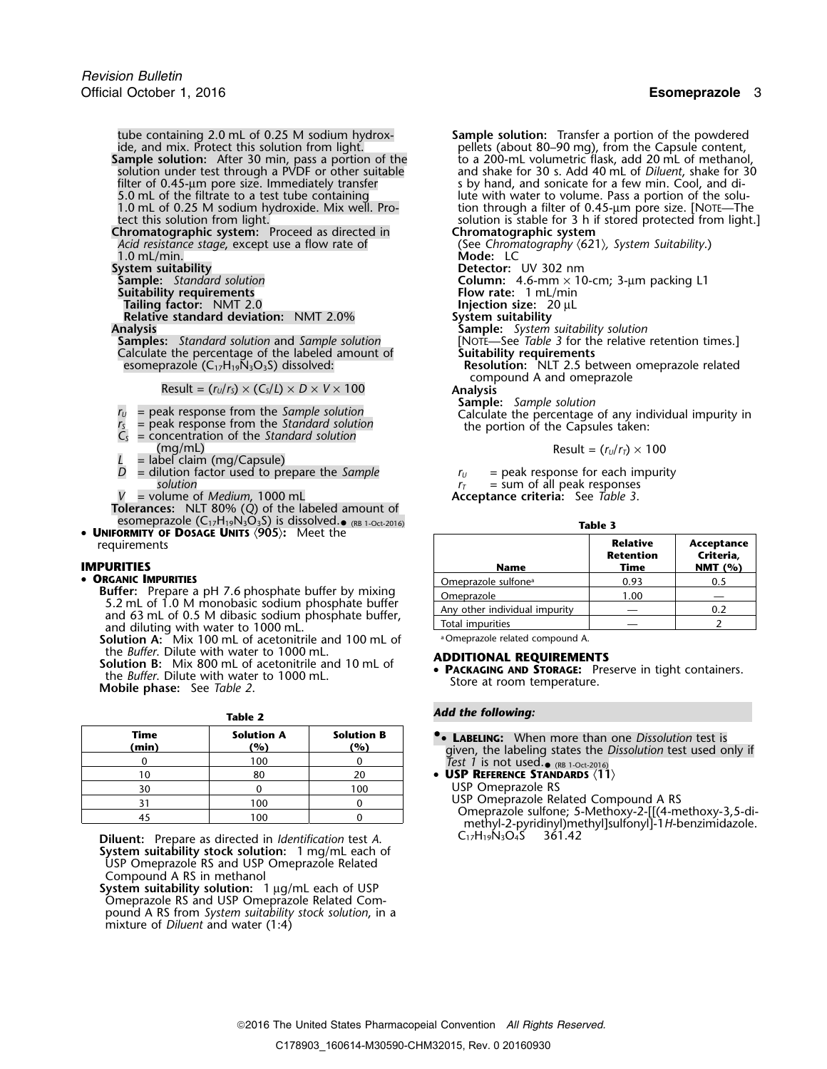tube containing 2.0 mL of 0.25 M sodium hydroxide, and mix. Protect this solution from light.

**Sample solution:** After 30 min, pass a portion of the solution under test through a PVDF or other suitable filter of 0.45-µm pore size. Immediately transfer 5.0 mL of the filtrate to a test tube containing 1.0 mL of 0.25 M sodium hydroxide. Mix well. Protect this solution from light.

**Chromatographic system:** Proceed as directed in *Acid resistance stage*, except use a flow rate of 1.0 mL/min.

**System suitability**

**Sample:** *Standard solution*

**Suitability requirements**

**Tailing factor:** NMT 2.0

**Relative standard deviation:** NMT 2.0%

**Analysis**

**Samples:** *Standard solution* and *Sample solution*

Calculate the percentage of the labeled amount of esomeprazole ($C_{17}H_{19}N_3O_3S$) dissolved:

$$\text{Result} = (r_U/r_S) \times (C_S/L) \times D \times V \times 100$$

$r_U$ = peak response from the *Sample solution*
$r_S$ = peak response from the *Standard solution*
$C_S$ = concentration of the *Standard solution* (mg/mL)
$L$ = label claim (mg/Capsule)
$D$ = dilution factor used to prepare the *Sample solution*
$V$ = volume of *Medium*, 1000 mL

**Tolerances:** NLT 80% (Q) of the labeled amount of esomeprazole ($C_{17}H_{19}N_3O_3S$) is dissolved.● (RB 1-Oct-2016)

- **Uniformity of Dosage Units** ⟨905⟩: Meet the requirements

## IMPURITIES

- **Organic Impurities**

**Buffer:** Prepare a pH 7.6 phosphate buffer by mixing 5.2 mL of 1.0 M monobasic sodium phosphate buffer and 63 mL of 0.5 M dibasic sodium phosphate buffer, and diluting with water to 1000 mL.

**Solution A:** Mix 100 mL of acetonitrile and 100 mL of the *Buffer*. Dilute with water to 1000 mL.

**Solution B:** Mix 800 mL of acetonitrile and 10 mL of the *Buffer*. Dilute with water to 1000 mL.

**Mobile phase:** See *Table 2*.

**Table 2**

| Time (min) | Solution A (%) | Solution B (%) |
|---|---|---|
| 0 | 100 | 0 |
| 10 | 80 | 20 |
| 30 | 0 | 100 |
| 31 | 100 | 0 |
| 45 | 100 | 0 |

**Diluent:** Prepare as directed in *Identification* test *A*.

**System suitability stock solution:** 1 mg/mL each of USP Omeprazole RS and USP Omeprazole Related Compound A RS in methanol

**System suitability solution:** 1 µg/mL each of USP Omeprazole RS and USP Omeprazole Related Compound A RS from *System suitability stock solution*, in a mixture of *Diluent* and water (1:4)

**Sample solution:** Transfer a portion of the powdered pellets (about 80–90 mg), from the Capsule content, to a 200-mL volumetric flask, add 20 mL of methanol, and shake for 30 s. Add 40 mL of *Diluent*, shake for 30 s by hand, and sonicate for a few min. Cool, and dilute with water to volume. Pass a portion of the solution through a filter of 0.45-µm pore size. [Note—The solution is stable for 3 h if stored protected from light.]

**Chromatographic system**

(See *Chromatography* ⟨621⟩*, System Suitability*.)

**Mode:** LC

**Detector:** UV 302 nm

**Column:** 4.6-mm × 10-cm; 3-µm packing L1

**Flow rate:** 1 mL/min

**Injection size:** 20 µL

**System suitability**

**Sample:** *System suitability solution*

[Note—See *Table 3* for the relative retention times.]

**Suitability requirements**

**Resolution:** NLT 2.5 between omeprazole related compound A and omeprazole

**Analysis**

**Sample:** *Sample solution*

Calculate the percentage of any individual impurity in the portion of the Capsules taken:

$$\text{Result} = (r_U/r_T) \times 100$$

$r_U$ = peak response for each impurity
$r_T$ = sum of all peak responses

**Acceptance criteria:** See *Table 3*.

**Table 3**

| Name | Relative Retention Time | Acceptance Criteria, NMT (%) |
|---|---|---|
| Omeprazole sulfone[a] | 0.93 | 0.5 |
| Omeprazole | 1.00 | — |
| Any other individual impurity | — | 0.2 |
| Total impurities | — | 2 |

[a] Omeprazole related compound A.

## ADDITIONAL REQUIREMENTS

- **Packaging and Storage:** Preserve in tight containers. Store at room temperature.

***Add the following:***

- ●**Labeling:** When more than one *Dissolution* test is given, the labeling states the *Dissolution* test used only if *Test 1* is not used.● (RB 1-Oct-2016)
- **USP Reference Standards** ⟨11⟩

USP Omeprazole RS

USP Omeprazole Related Compound A RS

Omeprazole sulfone; 5-Methoxy-2-[[(4-methoxy-3,5-dimethyl-2-pyridinyl)methyl]sulfonyl]-1*H*-benzimidazole.

$C_{17}H_{19}N_3O_4S$ 361.42